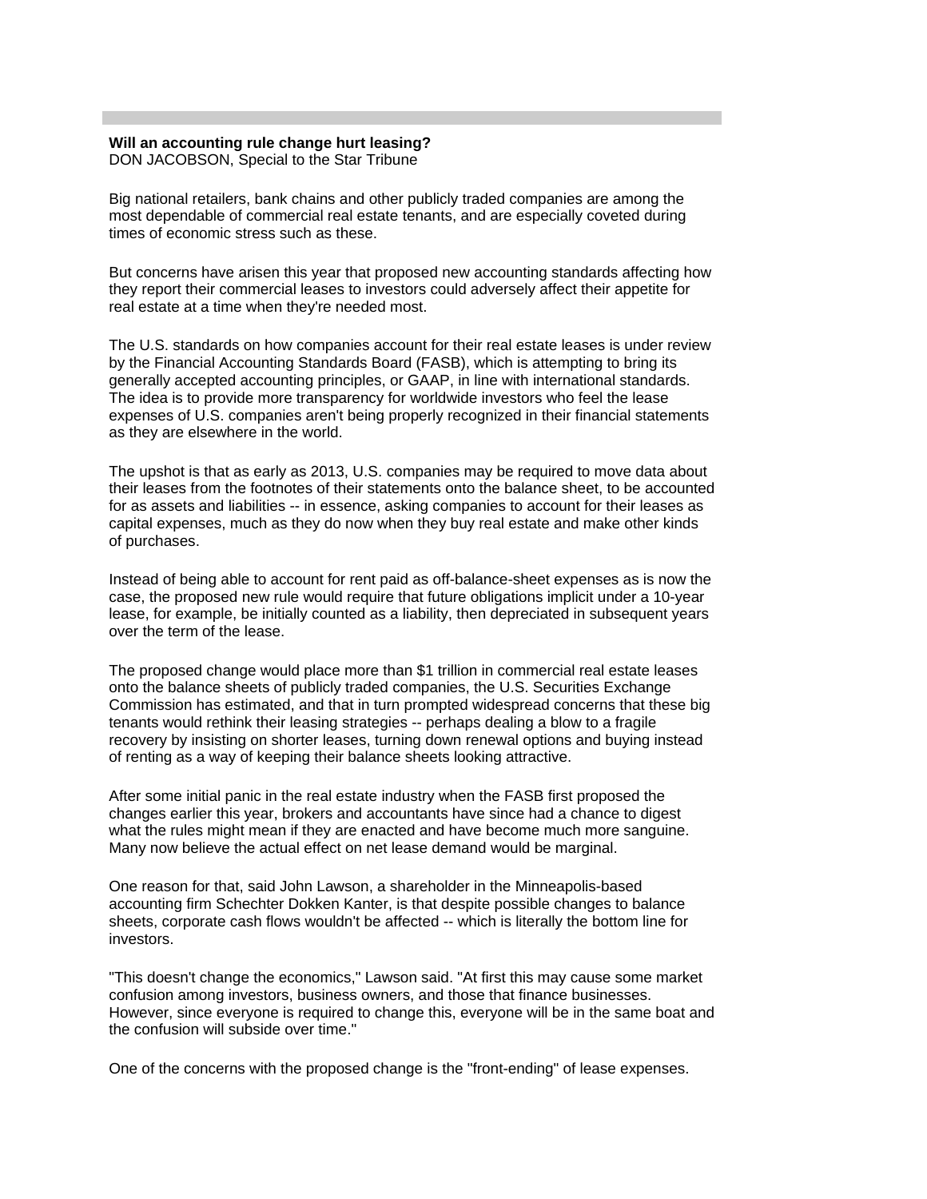**Will an accounting rule change hurt leasing?**
DON JACOBSON, Special to the Star Tribune

Big national retailers, bank chains and other publicly traded companies are among the most dependable of commercial real estate tenants, and are especially coveted during times of economic stress such as these.

But concerns have arisen this year that proposed new accounting standards affecting how they report their commercial leases to investors could adversely affect their appetite for real estate at a time when they're needed most.

The U.S. standards on how companies account for their real estate leases is under review by the Financial Accounting Standards Board (FASB), which is attempting to bring its generally accepted accounting principles, or GAAP, in line with international standards. The idea is to provide more transparency for worldwide investors who feel the lease expenses of U.S. companies aren't being properly recognized in their financial statements as they are elsewhere in the world.

The upshot is that as early as 2013, U.S. companies may be required to move data about their leases from the footnotes of their statements onto the balance sheet, to be accounted for as assets and liabilities -- in essence, asking companies to account for their leases as capital expenses, much as they do now when they buy real estate and make other kinds of purchases.

Instead of being able to account for rent paid as off-balance-sheet expenses as is now the case, the proposed new rule would require that future obligations implicit under a 10-year lease, for example, be initially counted as a liability, then depreciated in subsequent years over the term of the lease.

The proposed change would place more than $1 trillion in commercial real estate leases onto the balance sheets of publicly traded companies, the U.S. Securities Exchange Commission has estimated, and that in turn prompted widespread concerns that these big tenants would rethink their leasing strategies -- perhaps dealing a blow to a fragile recovery by insisting on shorter leases, turning down renewal options and buying instead of renting as a way of keeping their balance sheets looking attractive.

After some initial panic in the real estate industry when the FASB first proposed the changes earlier this year, brokers and accountants have since had a chance to digest what the rules might mean if they are enacted and have become much more sanguine. Many now believe the actual effect on net lease demand would be marginal.

One reason for that, said John Lawson, a shareholder in the Minneapolis-based accounting firm Schechter Dokken Kanter, is that despite possible changes to balance sheets, corporate cash flows wouldn't be affected -- which is literally the bottom line for investors.

"This doesn't change the economics," Lawson said. "At first this may cause some market confusion among investors, business owners, and those that finance businesses. However, since everyone is required to change this, everyone will be in the same boat and the confusion will subside over time."

One of the concerns with the proposed change is the "front-ending" of lease expenses.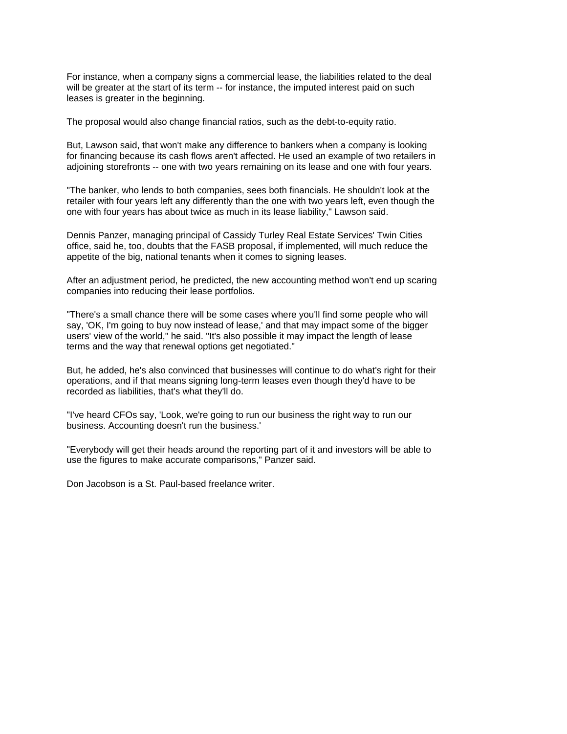For instance, when a company signs a commercial lease, the liabilities related to the deal will be greater at the start of its term -- for instance, the imputed interest paid on such leases is greater in the beginning.

The proposal would also change financial ratios, such as the debt-to-equity ratio.

But, Lawson said, that won't make any difference to bankers when a company is looking for financing because its cash flows aren't affected. He used an example of two retailers in adjoining storefronts -- one with two years remaining on its lease and one with four years.

"The banker, who lends to both companies, sees both financials. He shouldn't look at the retailer with four years left any differently than the one with two years left, even though the one with four years has about twice as much in its lease liability," Lawson said.

Dennis Panzer, managing principal of Cassidy Turley Real Estate Services' Twin Cities office, said he, too, doubts that the FASB proposal, if implemented, will much reduce the appetite of the big, national tenants when it comes to signing leases.

After an adjustment period, he predicted, the new accounting method won't end up scaring companies into reducing their lease portfolios.

"There's a small chance there will be some cases where you'll find some people who will say, 'OK, I'm going to buy now instead of lease,' and that may impact some of the bigger users' view of the world," he said. "It's also possible it may impact the length of lease terms and the way that renewal options get negotiated."

But, he added, he's also convinced that businesses will continue to do what's right for their operations, and if that means signing long-term leases even though they'd have to be recorded as liabilities, that's what they'll do.

"I've heard CFOs say, 'Look, we're going to run our business the right way to run our business. Accounting doesn't run the business.'

"Everybody will get their heads around the reporting part of it and investors will be able to use the figures to make accurate comparisons," Panzer said.

Don Jacobson is a St. Paul-based freelance writer.